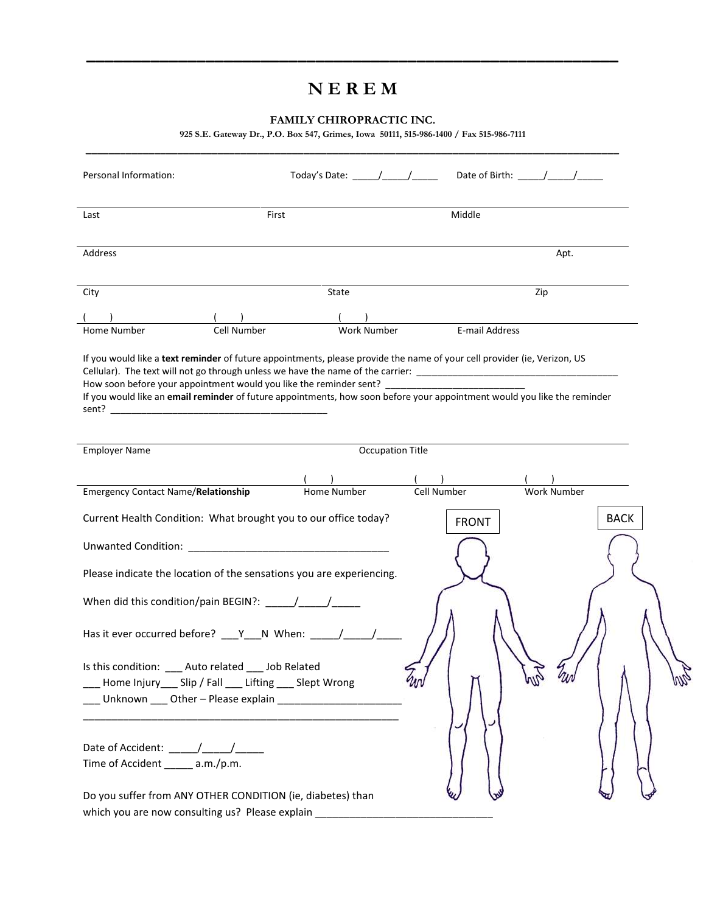# NEREM

**FAMILY CHIROPRACTIC INC.**

**925 S.E. Gateway Dr., P.O. Box 547, Grimes, Iowa 50111, 515-986-1400 / Fax 515-986-7111**

---

Personal Information: Today's Date: _____/_____/_____ Date of Birth: _____/_____/_____

| Last | First | Middle |
|---|---|---|

| Address | | Apt. |
|---|---|---|

| City | State | Zip |
|---|---|---|

| (      ) Home Number | (      ) Cell Number | (      ) Work Number | E-mail Address |
|---|---|---|---|

If you would like a **text reminder** of future appointments, please provide the name of your cell provider (ie, Verizon, US Cellular). The text will not go through unless we have the name of the carrier: ________________________________________

How soon before your appointment would you like the reminder sent? ___________________________

If you would like an **email reminder** of future appointments, how soon before your appointment would you like the reminder sent? __________________________________________

| Employer Name | Occupation Title |
|---|---|

| Emergency Contact Name/**Relationship** | (      ) Home Number | (      ) Cell Number | (      ) Work Number |
|---|---|---|---|

Current Health Condition: What brought you to our office today?

Unwanted Condition: ___________________________________

Please indicate the location of the sensations you are experiencing.

FRONT

BACK

When did this condition/pain BEGIN?: _____/_____/_____

Has it ever occurred before? ___Y___N When: _____/_____/_____

Is this condition: ___ Auto related ___ Job Related
___ Home Injury___ Slip / Fall ___ Lifting ___ Slept Wrong
___ Unknown ___ Other – Please explain ______________________
_________________________________________________________

Date of Accident: _____/_____/_____
Time of Accident _____ a.m./p.m.

Do you suffer from ANY OTHER CONDITION (ie, diabetes) than which you are now consulting us? Please explain _______________________________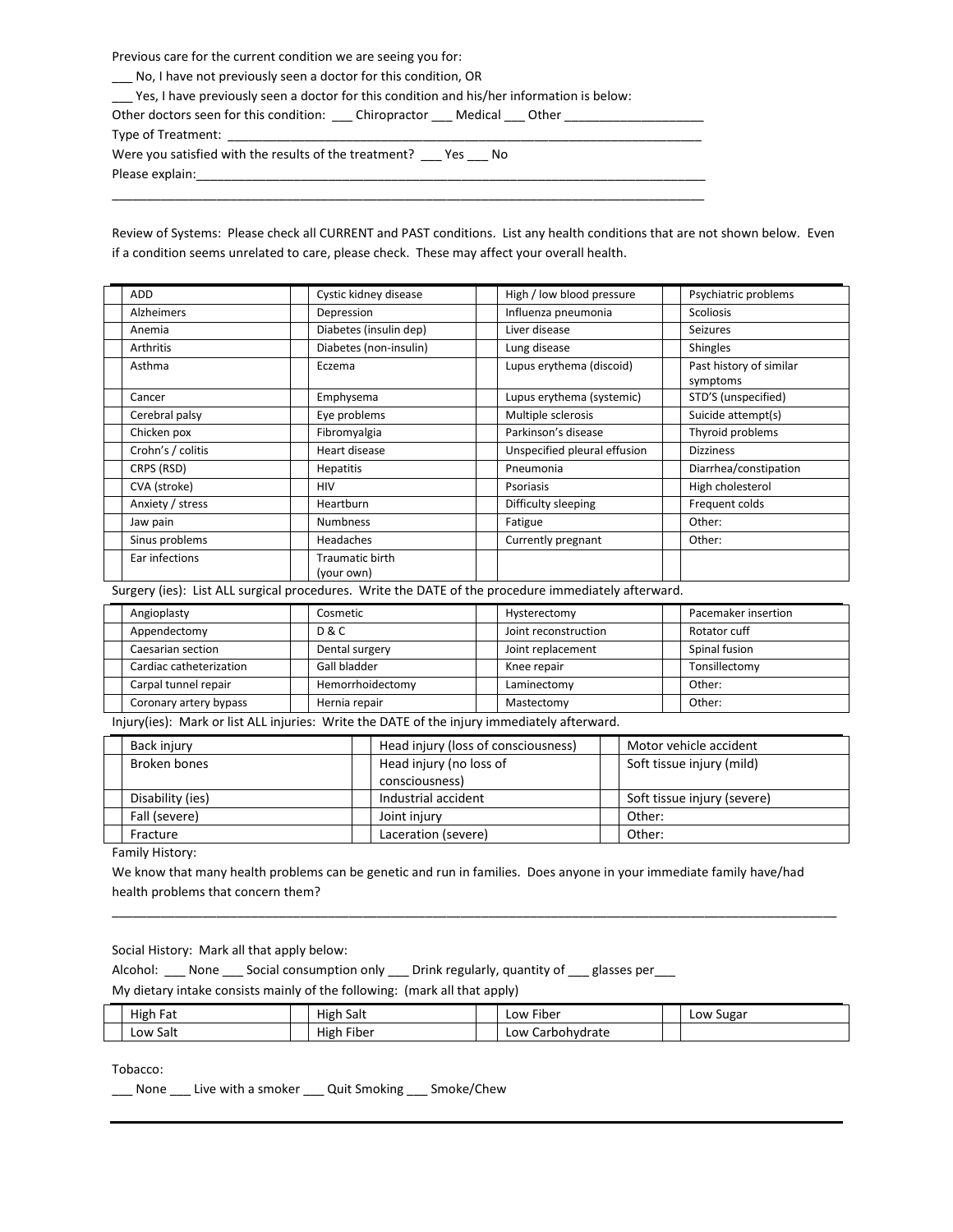Previous care for the current condition we are seeing you for:

___ No, I have not previously seen a doctor for this condition, OR

___ Yes, I have previously seen a doctor for this condition and his/her information is below:

Other doctors seen for this condition: ___ Chiropractor ___ Medical ___ Other ___________________

Type of Treatment: ___________________________________________________________________

Were you satisfied with the results of the treatment? ___ Yes ___ No

Please explain:_________________________________________________________________________

_______________________________________________________________________________________

Review of Systems: Please check all CURRENT and PAST conditions. List any health conditions that are not shown below. Even if a condition seems unrelated to care, please check. These may affect your overall health.

| | | | | | | | |
|---|---|---|---|---|---|---|---|
| | ADD | | Cystic kidney disease | | High / low blood pressure | | Psychiatric problems |
| | Alzheimers | | Depression | | Influenza pneumonia | | Scoliosis |
| | Anemia | | Diabetes (insulin dep) | | Liver disease | | Seizures |
| | Arthritis | | Diabetes (non-insulin) | | Lung disease | | Shingles |
| | Asthma | | Eczema | | Lupus erythema (discoid) | | Past history of similar symptoms |
| | Cancer | | Emphysema | | Lupus erythema (systemic) | | STD'S (unspecified) |
| | Cerebral palsy | | Eye problems | | Multiple sclerosis | | Suicide attempt(s) |
| | Chicken pox | | Fibromyalgia | | Parkinson's disease | | Thyroid problems |
| | Crohn's / colitis | | Heart disease | | Unspecified pleural effusion | | Dizziness |
| | CRPS (RSD) | | Hepatitis | | Pneumonia | | Diarrhea/constipation |
| | CVA (stroke) | | HIV | | Psoriasis | | High cholesterol |
| | Anxiety / stress | | Heartburn | | Difficulty sleeping | | Frequent colds |
| | Jaw pain | | Numbness | | Fatigue | | Other: |
| | Sinus problems | | Headaches | | Currently pregnant | | Other: |
| | Ear infections | | Traumatic birth (your own) | | | | |

Surgery (ies): List ALL surgical procedures. Write the DATE of the procedure immediately afterward.

| | | | | | | | |
|---|---|---|---|---|---|---|---|
| | Angioplasty | | Cosmetic | | Hysterectomy | | Pacemaker insertion |
| | Appendectomy | | D & C | | Joint reconstruction | | Rotator cuff |
| | Caesarian section | | Dental surgery | | Joint replacement | | Spinal fusion |
| | Cardiac catheterization | | Gall bladder | | Knee repair | | Tonsillectomy |
| | Carpal tunnel repair | | Hemorrhoidectomy | | Laminectomy | | Other: |
| | Coronary artery bypass | | Hernia repair | | Mastectomy | | Other: |

Injury(ies): Mark or list ALL injuries: Write the DATE of the injury immediately afterward.

| | | | | | |
|---|---|---|---|---|---|
| | Back injury | | Head injury (loss of consciousness) | | Motor vehicle accident |
| | Broken bones | | Head injury (no loss of consciousness) | | Soft tissue injury (mild) |
| | Disability (ies) | | Industrial accident | | Soft tissue injury (severe) |
| | Fall (severe) | | Joint injury | | Other: |
| | Fracture | | Laceration (severe) | | Other: |

Family History:

We know that many health problems can be genetic and run in families. Does anyone in your immediate family have/had health problems that concern them?

_______________________________________________________________________________________

Social History: Mark all that apply below:

Alcohol: ___ None ___ Social consumption only ___ Drink regularly, quantity of ___ glasses per___

My dietary intake consists mainly of the following: (mark all that apply)

| | | | | | | | |
|---|---|---|---|---|---|---|---|
| | High Fat | | High Salt | | Low Fiber | | Low Sugar |
| | Low Salt | | High Fiber | | Low Carbohydrate | | |

Tobacco:

___ None ___ Live with a smoker ___ Quit Smoking ___ Smoke/Chew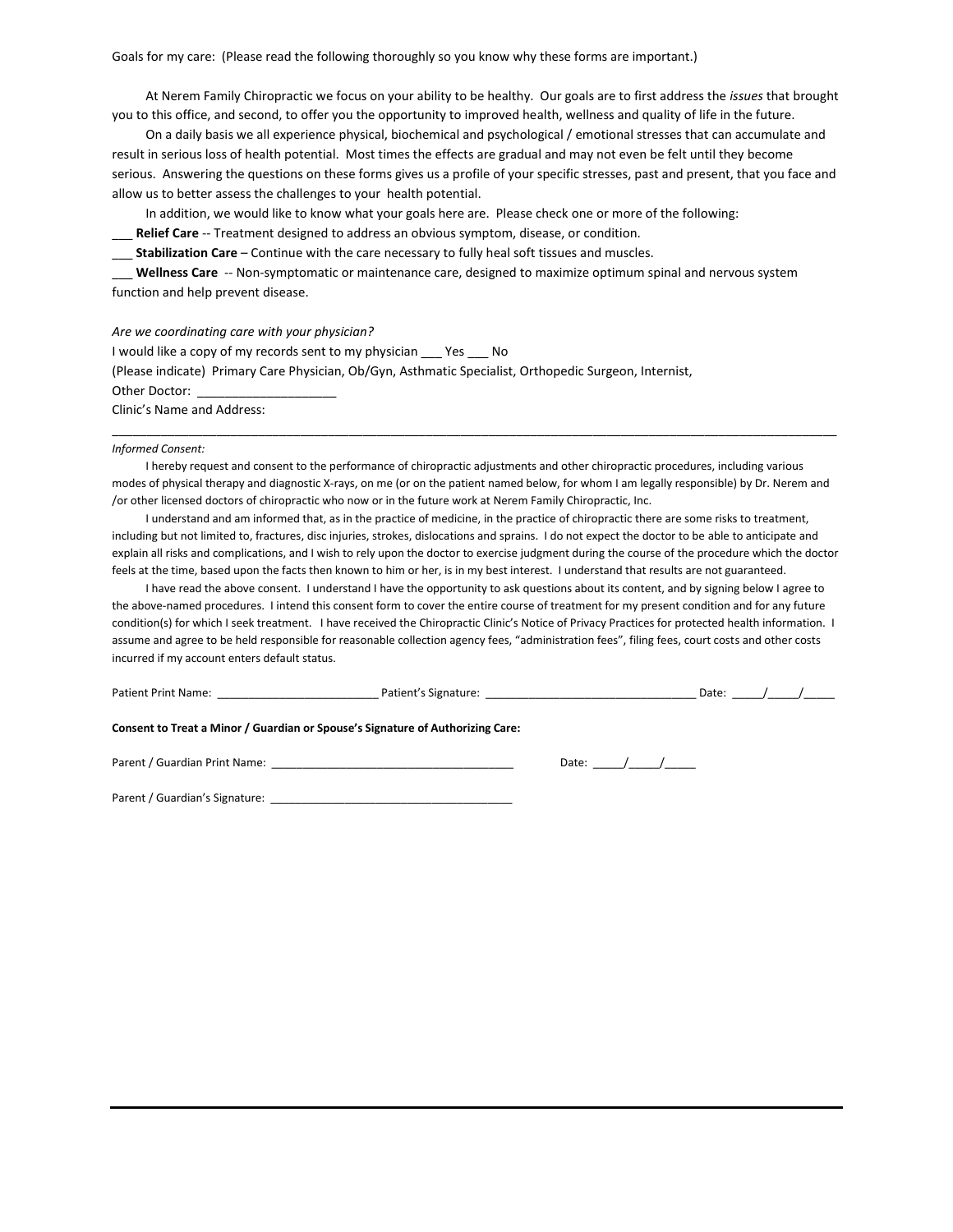Goals for my care: (Please read the following thoroughly so you know why these forms are important.)

At Nerem Family Chiropractic we focus on your ability to be healthy. Our goals are to first address the *issues* that brought you to this office, and second, to offer you the opportunity to improved health, wellness and quality of life in the future.

On a daily basis we all experience physical, biochemical and psychological / emotional stresses that can accumulate and result in serious loss of health potential. Most times the effects are gradual and may not even be felt until they become serious. Answering the questions on these forms gives us a profile of your specific stresses, past and present, that you face and allow us to better assess the challenges to your health potential.

In addition, we would like to know what your goals here are. Please check one or more of the following:

___ **Relief Care** -- Treatment designed to address an obvious symptom, disease, or condition.

___ **Stabilization Care** – Continue with the care necessary to fully heal soft tissues and muscles.

___ **Wellness Care** -- Non-symptomatic or maintenance care, designed to maximize optimum spinal and nervous system function and help prevent disease.

*Are we coordinating care with your physician?*

I would like a copy of my records sent to my physician ___ Yes ___ No

(Please indicate) Primary Care Physician, Ob/Gyn, Asthmatic Specialist, Orthopedic Surgeon, Internist,

Other Doctor: ____________________

Clinic's Name and Address:

______________________________________________________________________________________________________________

*Informed Consent:*

I hereby request and consent to the performance of chiropractic adjustments and other chiropractic procedures, including various modes of physical therapy and diagnostic X-rays, on me (or on the patient named below, for whom I am legally responsible) by Dr. Nerem and /or other licensed doctors of chiropractic who now or in the future work at Nerem Family Chiropractic, Inc.

I understand and am informed that, as in the practice of medicine, in the practice of chiropractic there are some risks to treatment, including but not limited to, fractures, disc injuries, strokes, dislocations and sprains. I do not expect the doctor to be able to anticipate and explain all risks and complications, and I wish to rely upon the doctor to exercise judgment during the course of the procedure which the doctor feels at the time, based upon the facts then known to him or her, is in my best interest. I understand that results are not guaranteed.

I have read the above consent. I understand I have the opportunity to ask questions about its content, and by signing below I agree to the above-named procedures. I intend this consent form to cover the entire course of treatment for my present condition and for any future condition(s) for which I seek treatment. I have received the Chiropractic Clinic's Notice of Privacy Practices for protected health information. I assume and agree to be held responsible for reasonable collection agency fees, "administration fees", filing fees, court costs and other costs incurred if my account enters default status.

Patient Print Name: _________________________ Patient's Signature: _________________________________ Date: _____/_____/_____

**Consent to Treat a Minor / Guardian or Spouse's Signature of Authorizing Care:**

Parent / Guardian Print Name: ______________________________________ Date: _____/_____/_____

Parent / Guardian's Signature: ______________________________________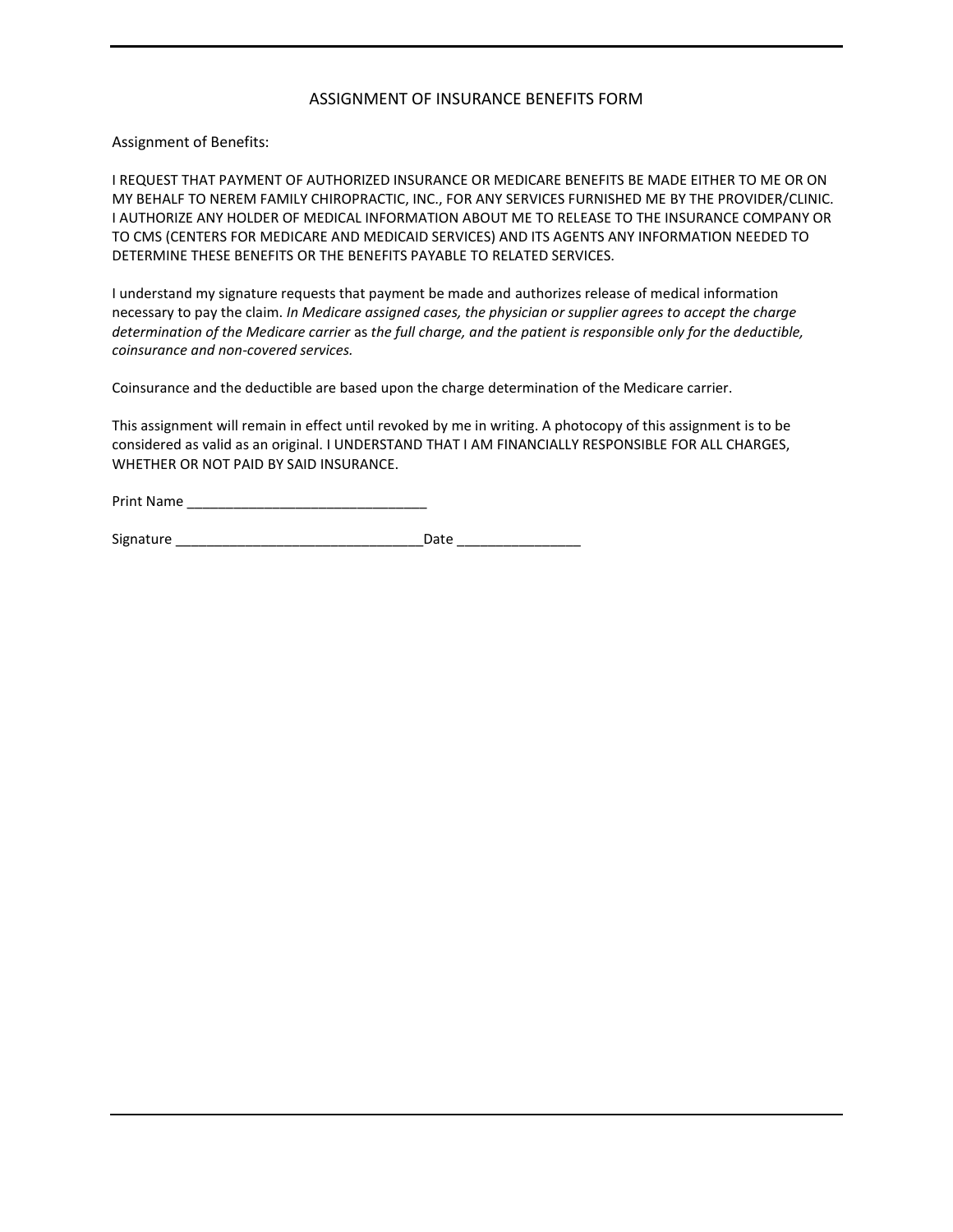# ASSIGNMENT OF INSURANCE BENEFITS FORM

Assignment of Benefits:

I REQUEST THAT PAYMENT OF AUTHORIZED INSURANCE OR MEDICARE BENEFITS BE MADE EITHER TO ME OR ON MY BEHALF TO NEREM FAMILY CHIROPRACTIC, INC., FOR ANY SERVICES FURNISHED ME BY THE PROVIDER/CLINIC. I AUTHORIZE ANY HOLDER OF MEDICAL INFORMATION ABOUT ME TO RELEASE TO THE INSURANCE COMPANY OR TO CMS (CENTERS FOR MEDICARE AND MEDICAID SERVICES) AND ITS AGENTS ANY INFORMATION NEEDED TO DETERMINE THESE BENEFITS OR THE BENEFITS PAYABLE TO RELATED SERVICES.

I understand my signature requests that payment be made and authorizes release of medical information necessary to pay the claim. *In Medicare assigned cases, the physician or supplier agrees to accept the charge determination of the Medicare carrier* as *the full charge, and the patient is responsible only for the deductible, coinsurance and non-covered services.*

Coinsurance and the deductible are based upon the charge determination of the Medicare carrier.

This assignment will remain in effect until revoked by me in writing. A photocopy of this assignment is to be considered as valid as an original. I UNDERSTAND THAT I AM FINANCIALLY RESPONSIBLE FOR ALL CHARGES, WHETHER OR NOT PAID BY SAID INSURANCE.

Print Name _______________________________

Signature ________________________________Date ________________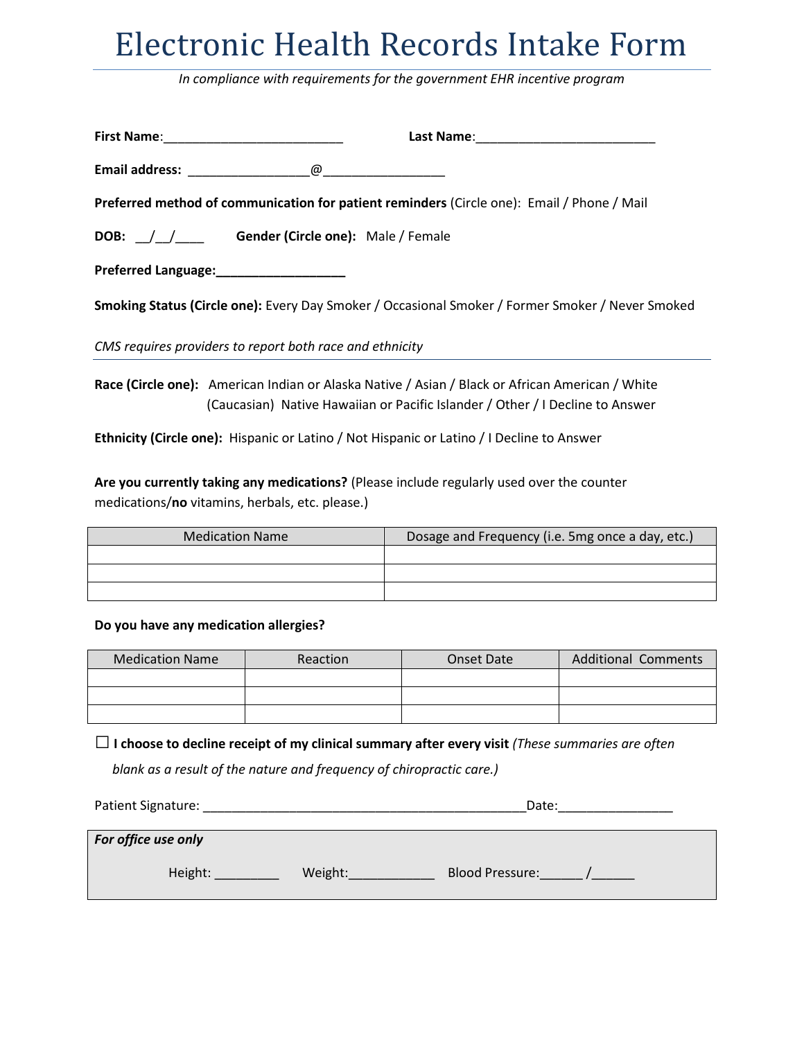# Electronic Health Records Intake Form

*In compliance with requirements for the government EHR incentive program*

**First Name**:_________________________ **Last Name**:_________________________

**Email address:** _________________@_________________

**Preferred method of communication for patient reminders** (Circle one): Email / Phone / Mail

**DOB:** __/__/____ **Gender (Circle one):** Male / Female

**Preferred Language:__________________**

**Smoking Status (Circle one):** Every Day Smoker / Occasional Smoker / Former Smoker / Never Smoked

*CMS requires providers to report both race and ethnicity*

**Race (Circle one):** American Indian or Alaska Native / Asian / Black or African American / White (Caucasian) Native Hawaiian or Pacific Islander / Other / I Decline to Answer

**Ethnicity (Circle one):** Hispanic or Latino / Not Hispanic or Latino / I Decline to Answer

**Are you currently taking any medications?** (Please include regularly used over the counter medications/**no** vitamins, herbals, etc. please.)

| Medication Name | Dosage and Frequency (i.e. 5mg once a day, etc.) |
|---|---|
| | |
| | |
| | |

**Do you have any medication allergies?**

| Medication Name | Reaction | Onset Date | Additional Comments |
|---|---|---|---|
| | | | |
| | | | |
| | | | |

☐ **I choose to decline receipt of my clinical summary after every visit** *(These summaries are often blank as a result of the nature and frequency of chiropractic care.)*

Patient Signature: ______________________________________________Date:________________

***For office use only***

Height: _________ Weight:____________ Blood Pressure:______ /______